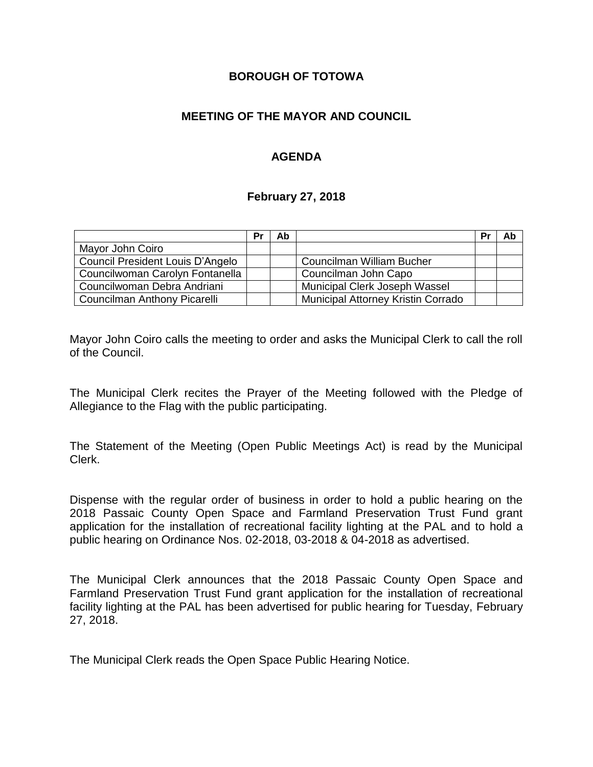# BOROUGH OF TOTOWA

## MEETING OF THE MAYOR AND COUNCIL

## AGENDA

### February 27, 2018

| | Pr | Ab | | Pr | Ab |
|---|---|---|---|---|---|
| Mayor John Coiro | | | | | |
| Council President Louis D'Angelo | | | Councilman William Bucher | | |
| Councilwoman Carolyn Fontanella | | | Councilman John Capo | | |
| Councilwoman Debra Andriani | | | Municipal Clerk Joseph Wassel | | |
| Councilman Anthony Picarelli | | | Municipal Attorney Kristin Corrado | | |

Mayor John Coiro calls the meeting to order and asks the Municipal Clerk to call the roll of the Council.

The Municipal Clerk recites the Prayer of the Meeting followed with the Pledge of Allegiance to the Flag with the public participating.

The Statement of the Meeting (Open Public Meetings Act) is read by the Municipal Clerk.

Dispense with the regular order of business in order to hold a public hearing on the 2018 Passaic County Open Space and Farmland Preservation Trust Fund grant application for the installation of recreational facility lighting at the PAL and to hold a public hearing on Ordinance Nos. 02-2018, 03-2018 & 04-2018 as advertised.

The Municipal Clerk announces that the 2018 Passaic County Open Space and Farmland Preservation Trust Fund grant application for the installation of recreational facility lighting at the PAL has been advertised for public hearing for Tuesday, February 27, 2018.

The Municipal Clerk reads the Open Space Public Hearing Notice.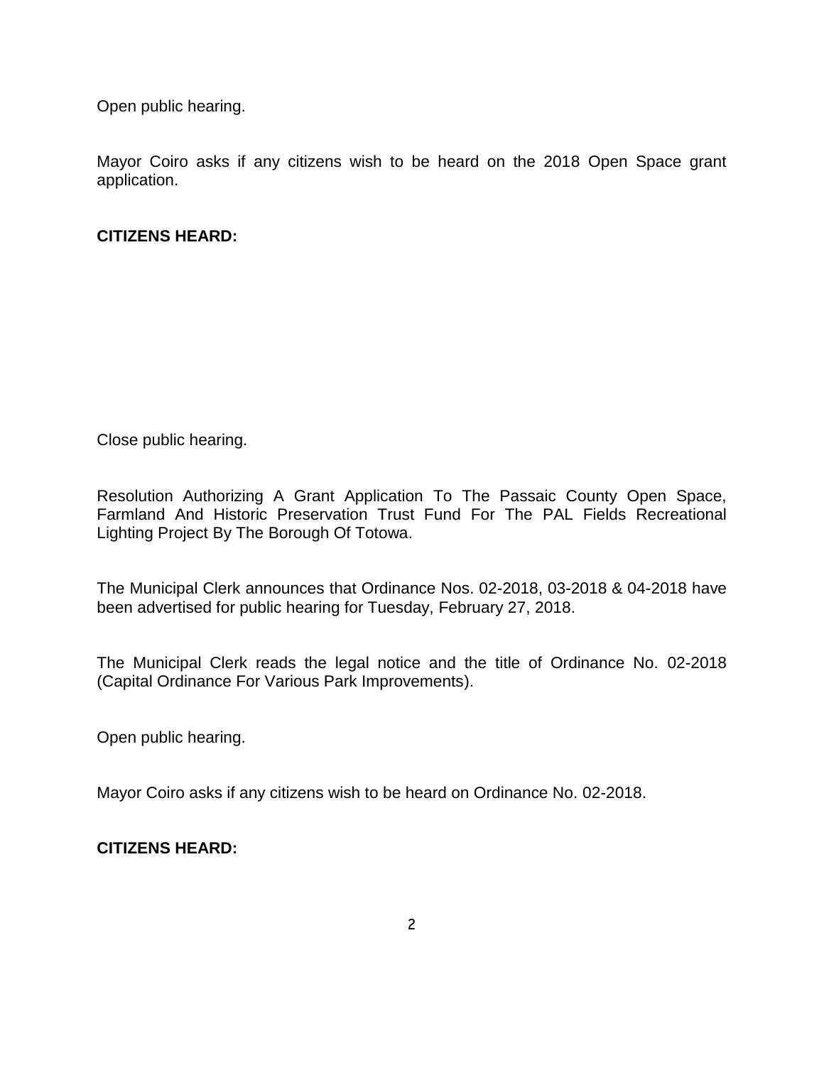Open public hearing.

Mayor Coiro asks if any citizens wish to be heard on the 2018 Open Space grant application.

**CITIZENS HEARD:**

Close public hearing.

Resolution Authorizing A Grant Application To The Passaic County Open Space, Farmland And Historic Preservation Trust Fund For The PAL Fields Recreational Lighting Project By The Borough Of Totowa.

The Municipal Clerk announces that Ordinance Nos. 02-2018, 03-2018 & 04-2018 have been advertised for public hearing for Tuesday, February 27, 2018.

The Municipal Clerk reads the legal notice and the title of Ordinance No. 02-2018 (Capital Ordinance For Various Park Improvements).

Open public hearing.

Mayor Coiro asks if any citizens wish to be heard on Ordinance No. 02-2018.

**CITIZENS HEARD:**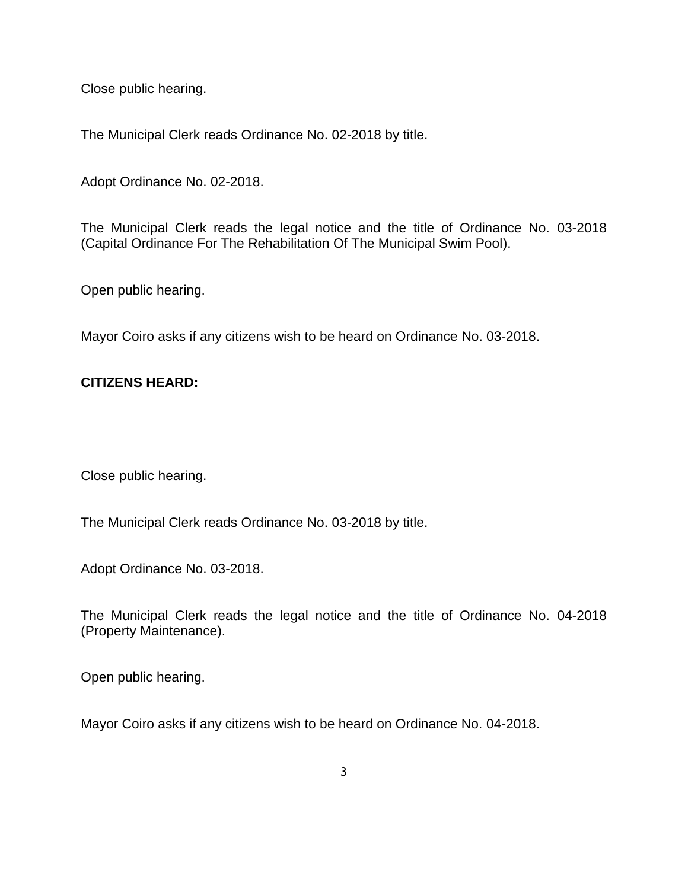Close public hearing.

The Municipal Clerk reads Ordinance No. 02-2018 by title.

Adopt Ordinance No. 02-2018.

The Municipal Clerk reads the legal notice and the title of Ordinance No. 03-2018 (Capital Ordinance For The Rehabilitation Of The Municipal Swim Pool).

Open public hearing.

Mayor Coiro asks if any citizens wish to be heard on Ordinance No. 03-2018.

**CITIZENS HEARD:**

Close public hearing.

The Municipal Clerk reads Ordinance No. 03-2018 by title.

Adopt Ordinance No. 03-2018.

The Municipal Clerk reads the legal notice and the title of Ordinance No. 04-2018 (Property Maintenance).

Open public hearing.

Mayor Coiro asks if any citizens wish to be heard on Ordinance No. 04-2018.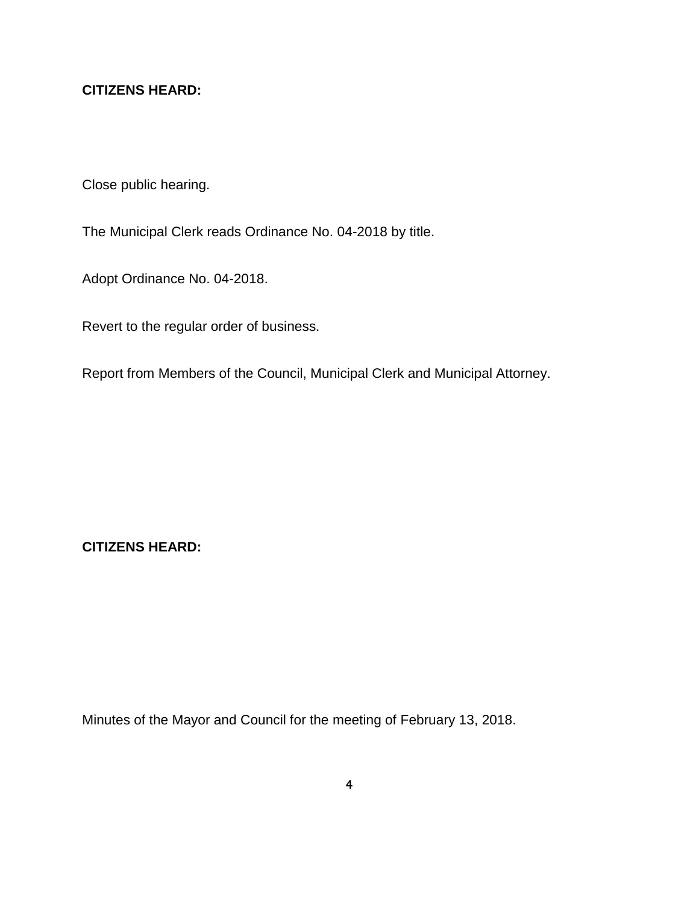**CITIZENS HEARD:**

Close public hearing.

The Municipal Clerk reads Ordinance No. 04-2018 by title.

Adopt Ordinance No. 04-2018.

Revert to the regular order of business.

Report from Members of the Council, Municipal Clerk and Municipal Attorney.

**CITIZENS HEARD:**

Minutes of the Mayor and Council for the meeting of February 13, 2018.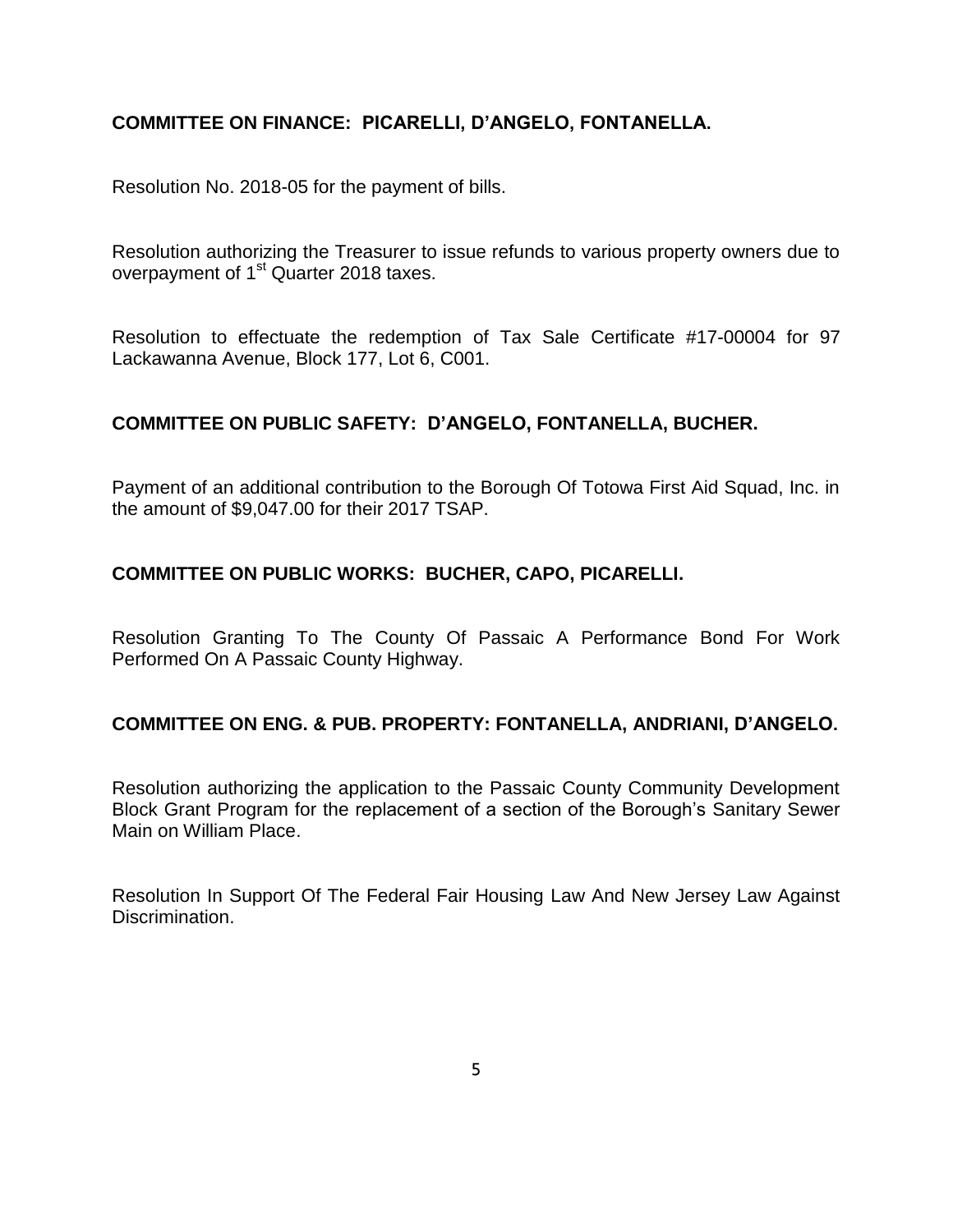**COMMITTEE ON FINANCE: PICARELLI, D'ANGELO, FONTANELLA.**

Resolution No. 2018-05 for the payment of bills.

Resolution authorizing the Treasurer to issue refunds to various property owners due to overpayment of 1st Quarter 2018 taxes.

Resolution to effectuate the redemption of Tax Sale Certificate #17-00004 for 97 Lackawanna Avenue, Block 177, Lot 6, C001.

**COMMITTEE ON PUBLIC SAFETY: D'ANGELO, FONTANELLA, BUCHER.**

Payment of an additional contribution to the Borough Of Totowa First Aid Squad, Inc. in the amount of $9,047.00 for their 2017 TSAP.

**COMMITTEE ON PUBLIC WORKS: BUCHER, CAPO, PICARELLI.**

Resolution Granting To The County Of Passaic A Performance Bond For Work Performed On A Passaic County Highway.

**COMMITTEE ON ENG. & PUB. PROPERTY: FONTANELLA, ANDRIANI, D'ANGELO.**

Resolution authorizing the application to the Passaic County Community Development Block Grant Program for the replacement of a section of the Borough's Sanitary Sewer Main on William Place.

Resolution In Support Of The Federal Fair Housing Law And New Jersey Law Against Discrimination.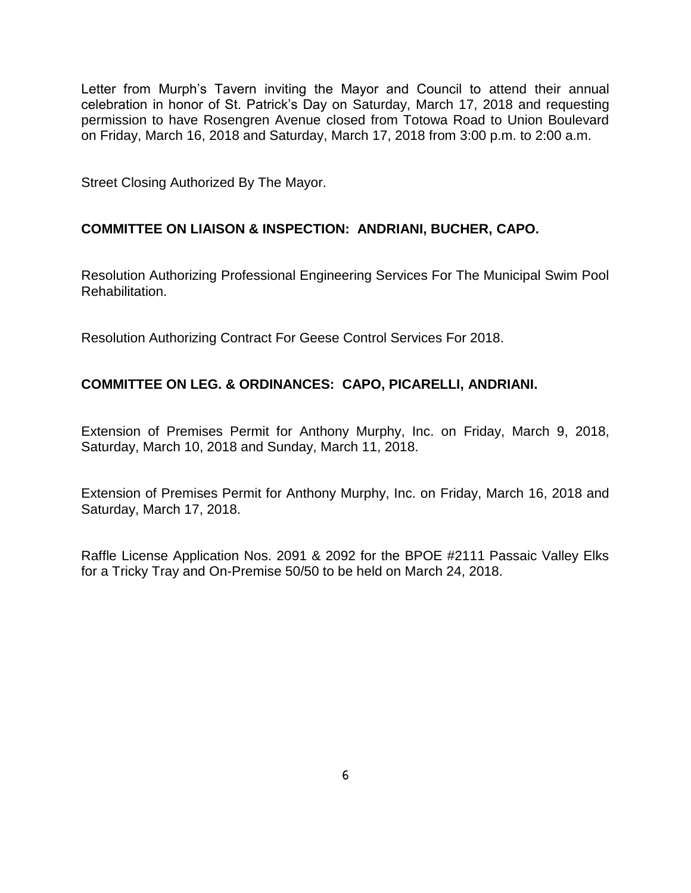Letter from Murph's Tavern inviting the Mayor and Council to attend their annual celebration in honor of St. Patrick's Day on Saturday, March 17, 2018 and requesting permission to have Rosengren Avenue closed from Totowa Road to Union Boulevard on Friday, March 16, 2018 and Saturday, March 17, 2018 from 3:00 p.m. to 2:00 a.m.

Street Closing Authorized By The Mayor.

**COMMITTEE ON LIAISON & INSPECTION: ANDRIANI, BUCHER, CAPO.**

Resolution Authorizing Professional Engineering Services For The Municipal Swim Pool Rehabilitation.

Resolution Authorizing Contract For Geese Control Services For 2018.

**COMMITTEE ON LEG. & ORDINANCES: CAPO, PICARELLI, ANDRIANI.**

Extension of Premises Permit for Anthony Murphy, Inc. on Friday, March 9, 2018, Saturday, March 10, 2018 and Sunday, March 11, 2018.

Extension of Premises Permit for Anthony Murphy, Inc. on Friday, March 16, 2018 and Saturday, March 17, 2018.

Raffle License Application Nos. 2091 & 2092 for the BPOE #2111 Passaic Valley Elks for a Tricky Tray and On-Premise 50/50 to be held on March 24, 2018.